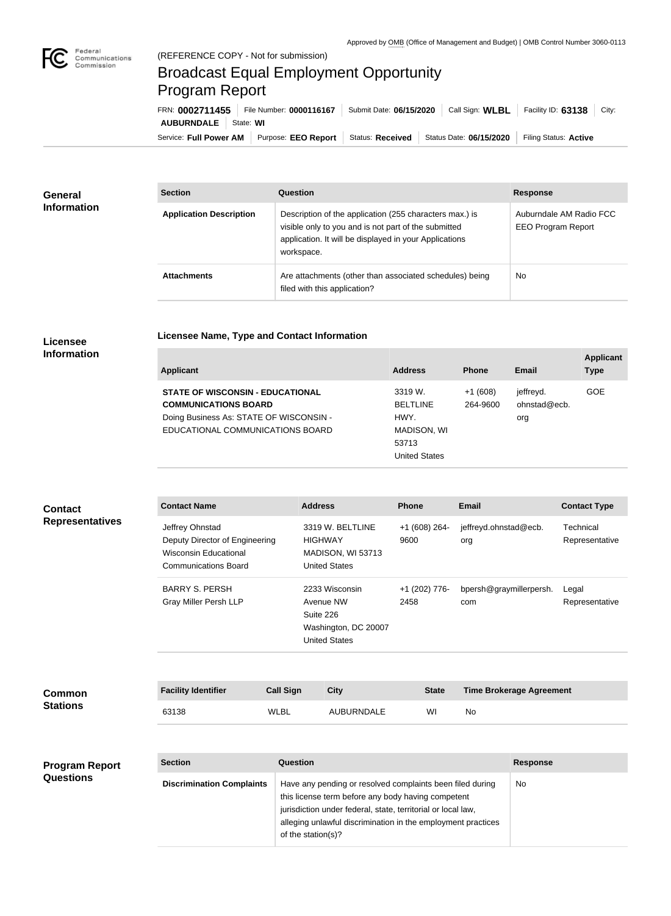Approved by OMB (Office of Management and Budget) | OMB Control Number 3060-0113

(REFERENCE COPY - Not for submission)

# Broadcast Equal Employment Opportunity Program Report

FRN: **0002711455** | File Number: **0000116167** | Submit Date: **06/15/2020** | Call Sign: **WLBL** | Facility ID: **63138** | City: **AUBURNDALE** | State: **WI**

Service: **Full Power AM** | Purpose: **EEO Report** | Status: **Received** | Status Date: **06/15/2020** | Filing Status: **Active**

## General Information

| Section | Question | Response |
|---|---|---|
| **Application Description** | Description of the application (255 characters max.) is visible only to you and is not part of the submitted application. It will be displayed in your Applications workspace. | Auburndale AM Radio FCC EEO Program Report |
| **Attachments** | Are attachments (other than associated schedules) being filed with this application? | No |

## Licensee Information

### Licensee Name, Type and Contact Information

| Applicant | Address | Phone | Email | Applicant Type |
|---|---|---|---|---|
| **STATE OF WISCONSIN - EDUCATIONAL COMMUNICATIONS BOARD** Doing Business As: STATE OF WISCONSIN - EDUCATIONAL COMMUNICATIONS BOARD | 3319 W. BELTLINE HWY. MADISON, WI 53713 United States | +1 (608) 264-9600 | jeffreyd.ohnstad@ecb.org | GOE |

## Contact Representatives

| Contact Name | Address | Phone | Email | Contact Type |
|---|---|---|---|---|
| Jeffrey Ohnstad Deputy Director of Engineering Wisconsin Educational Communications Board | 3319 W. BELTLINE HIGHWAY MADISON, WI 53713 United States | +1 (608) 264-9600 | jeffreyd.ohnstad@ecb.org | Technical Representative |
| BARRY S. PERSH Gray Miller Persh LLP | 2233 Wisconsin Avenue NW Suite 226 Washington, DC 20007 United States | +1 (202) 776-2458 | bpersh@graymillerpersh.com | Legal Representative |

## Common Stations

| Facility Identifier | Call Sign | City | State | Time Brokerage Agreement |
|---|---|---|---|---|
| 63138 | WLBL | AUBURNDALE | WI | No |

## Program Report Questions

| Section | Question | Response |
|---|---|---|
| **Discrimination Complaints** | Have any pending or resolved complaints been filed during this license term before any body having competent jurisdiction under federal, state, territorial or local law, alleging unlawful discrimination in the employment practices of the station(s)? | No |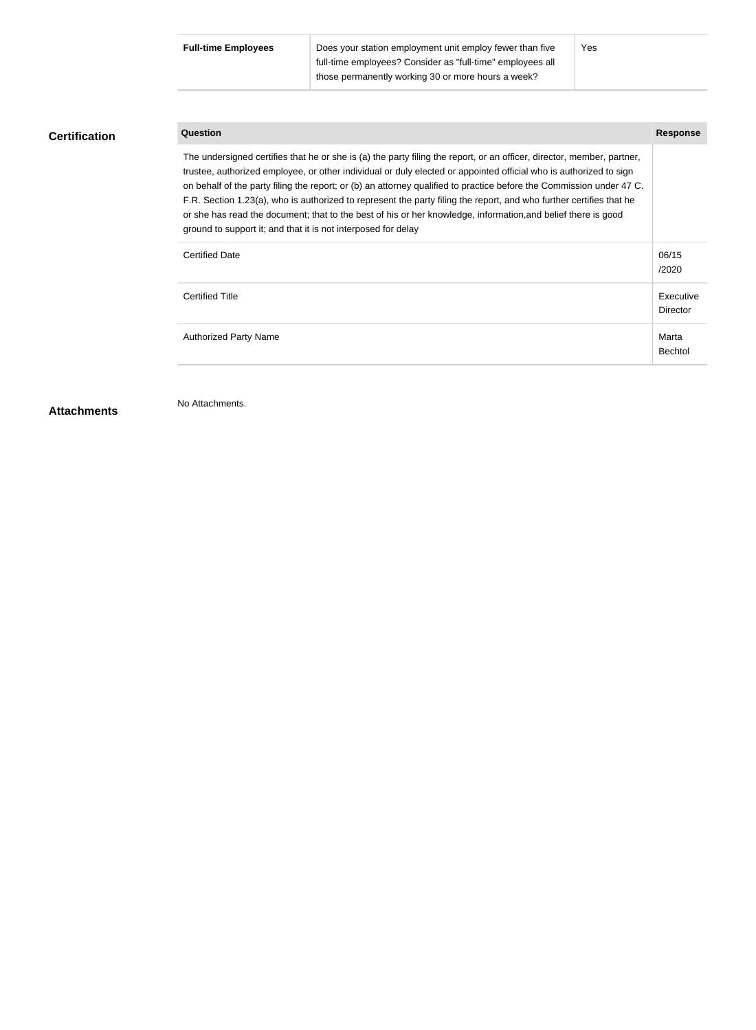| | | |
|---|---|---|
| **Full-time Employees** | Does your station employment unit employ fewer than five full-time employees? Consider as "full-time" employees all those permanently working 30 or more hours a week? | Yes |

## Certification

| Question | Response |
|---|---|
| The undersigned certifies that he or she is (a) the party filing the report, or an officer, director, member, partner, trustee, authorized employee, or other individual or duly elected or appointed official who is authorized to sign on behalf of the party filing the report; or (b) an attorney qualified to practice before the Commission under 47 C.F.R. Section 1.23(a), who is authorized to represent the party filing the report, and who further certifies that he or she has read the document; that to the best of his or her knowledge, information,and belief there is good ground to support it; and that it is not interposed for delay | |
| Certified Date | 06/15/2020 |
| Certified Title | Executive Director |
| Authorized Party Name | Marta Bechtol |

## Attachments

No Attachments.